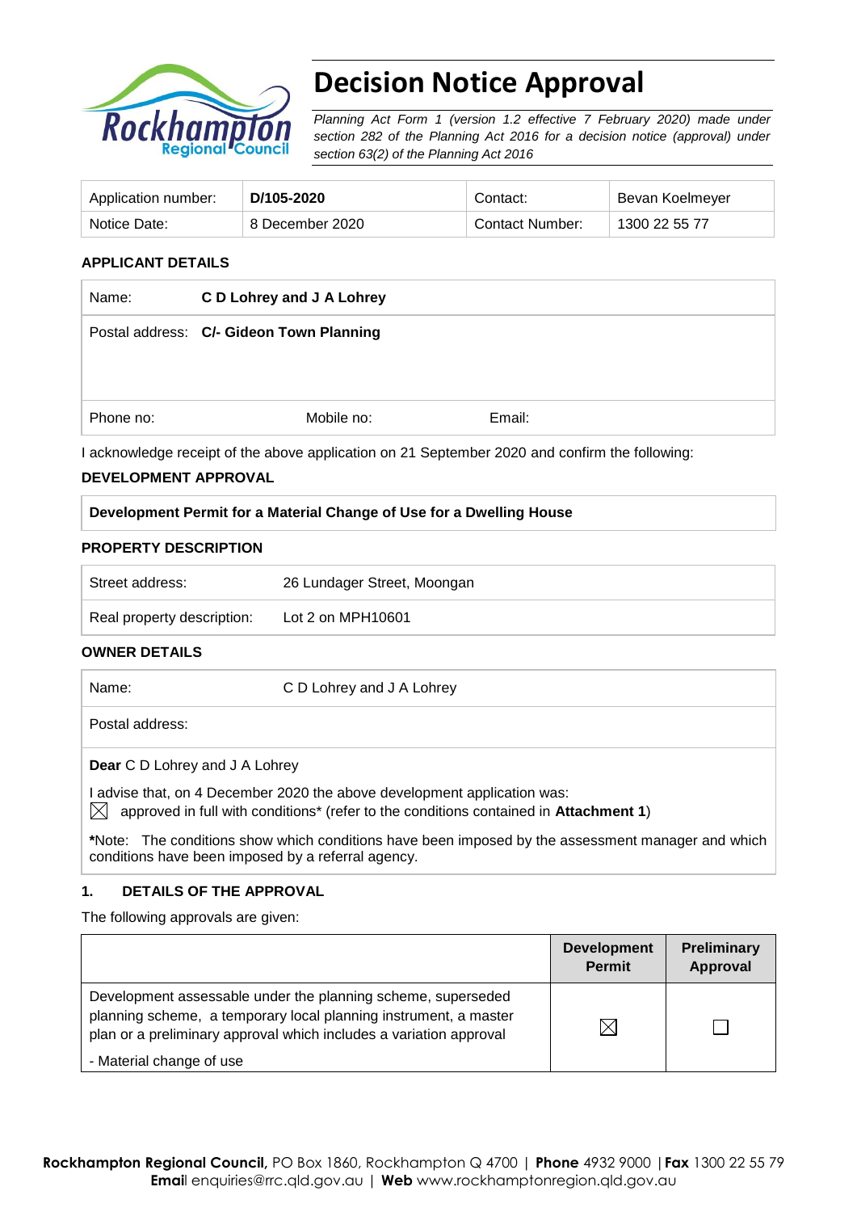# Decision Notice Approval

*Planning Act Form 1 (version 1.2 effective 7 February 2020) made under section 282 of the Planning Act 2016 for a decision notice (approval) under section 63(2) of the Planning Act 2016*

| Application number: | **D/105-2020** | Contact: | Bevan Koelmeyer |
|---|---|---|---|
| Notice Date: | 8 December 2020 | Contact Number: | 1300 22 55 77 |

## APPLICANT DETAILS

| | |
|---|---|
| Name: | **C D Lohrey and J A Lohrey** |
| Postal address: | **C/- Gideon Town Planning** |
| Phone no: | Mobile no: Email: |

I acknowledge receipt of the above application on 21 September 2020 and confirm the following:

## DEVELOPMENT APPROVAL

| **Development Permit for a Material Change of Use for a Dwelling House** |
|---|

## PROPERTY DESCRIPTION

| | |
|---|---|
| Street address: | 26 Lundager Street, Moongan |
| Real property description: | Lot 2 on MPH10601 |

## OWNER DETAILS

| | |
|---|---|
| Name: | C D Lohrey and J A Lohrey |
| Postal address: | |

**Dear** C D Lohrey and J A Lohrey

I advise that, on 4 December 2020 the above development application was:

☒ approved in full with conditions* (refer to the conditions contained in **Attachment 1**)

**\***Note: The conditions show which conditions have been imposed by the assessment manager and which conditions have been imposed by a referral agency.

## 1. DETAILS OF THE APPROVAL

The following approvals are given:

| | Development Permit | Preliminary Approval |
|---|---|---|
| Development assessable under the planning scheme, superseded planning scheme, a temporary local planning instrument, a master plan or a preliminary approval which includes a variation approval<br>- Material change of use | ☒ | ☐ |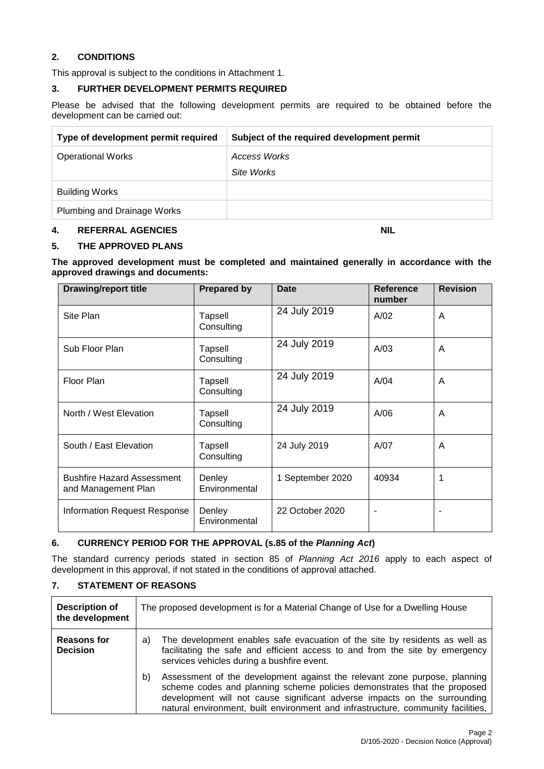## 2. CONDITIONS

This approval is subject to the conditions in Attachment 1.

## 3. FURTHER DEVELOPMENT PERMITS REQUIRED

Please be advised that the following development permits are required to be obtained before the development can be carried out:

| Type of development permit required | Subject of the required development permit |
|---|---|
| Operational Works | *Access Works*<br>*Site Works* |
| Building Works | |
| Plumbing and Drainage Works | |

## 4. REFERRAL AGENCIES NIL

## 5. THE APPROVED PLANS

**The approved development must be completed and maintained generally in accordance with the approved drawings and documents:**

| Drawing/report title | Prepared by | Date | Reference number | Revision |
|---|---|---|---|---|
| Site Plan | Tapsell Consulting | 24 July 2019 | A/02 | A |
| Sub Floor Plan | Tapsell Consulting | 24 July 2019 | A/03 | A |
| Floor Plan | Tapsell Consulting | 24 July 2019 | A/04 | A |
| North / West Elevation | Tapsell Consulting | 24 July 2019 | A/06 | A |
| South / East Elevation | Tapsell Consulting | 24 July 2019 | A/07 | A |
| Bushfire Hazard Assessment and Management Plan | Denley Environmental | 1 September 2020 | 40934 | 1 |
| Information Request Response | Denley Environmental | 22 October 2020 | - | - |

## 6. CURRENCY PERIOD FOR THE APPROVAL (s.85 of the *Planning Act*)

The standard currency periods stated in section 85 of *Planning Act 2016* apply to each aspect of development in this approval, if not stated in the conditions of approval attached.

## 7. STATEMENT OF REASONS

| **Description of the development** | The proposed development is for a Material Change of Use for a Dwelling House |
|---|---|
| **Reasons for Decision** | a) The development enables safe evacuation of the site by residents as well as facilitating the safe and efficient access to and from the site by emergency services vehicles during a bushfire event.<br>b) Assessment of the development against the relevant zone purpose, planning scheme codes and planning scheme policies demonstrates that the proposed development will not cause significant adverse impacts on the surrounding natural environment, built environment and infrastructure, community facilities, |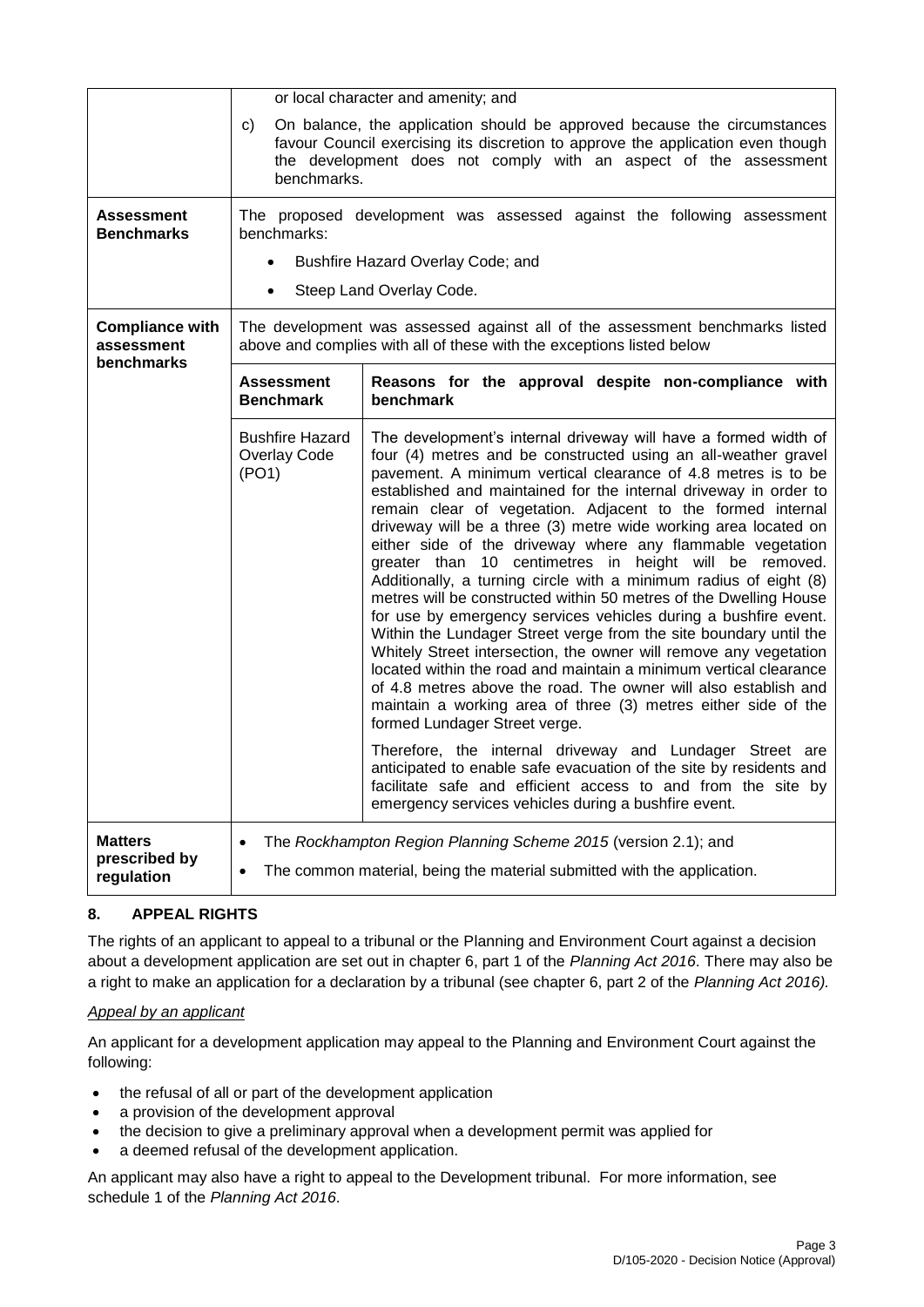| | | |
|---|---|---|
| | or local character and amenity; and<br>c) On balance, the application should be approved because the circumstances favour Council exercising its discretion to approve the application even though the development does not comply with an aspect of the assessment benchmarks. | |
| **Assessment Benchmarks** | The proposed development was assessed against the following assessment benchmarks:<br>• Bushfire Hazard Overlay Code; and<br>• Steep Land Overlay Code. | |
| **Compliance with assessment benchmarks** | The development was assessed against all of the assessment benchmarks listed above and complies with all of these with the exceptions listed below | |
| | **Assessment Benchmark** | **Reasons for the approval despite non-compliance with benchmark** |
| | Bushfire Hazard Overlay Code (PO1) | The development's internal driveway will have a formed width of four (4) metres and be constructed using an all-weather gravel pavement. A minimum vertical clearance of 4.8 metres is to be established and maintained for the internal driveway in order to remain clear of vegetation. Adjacent to the formed internal driveway will be a three (3) metre wide working area located on either side of the driveway where any flammable vegetation greater than 10 centimetres in height will be removed. Additionally, a turning circle with a minimum radius of eight (8) metres will be constructed within 50 metres of the Dwelling House for use by emergency services vehicles during a bushfire event. Within the Lundager Street verge from the site boundary until the Whitely Street intersection, the owner will remove any vegetation located within the road and maintain a minimum vertical clearance of 4.8 metres above the road. The owner will also establish and maintain a working area of three (3) metres either side of the formed Lundager Street verge.<br><br>Therefore, the internal driveway and Lundager Street are anticipated to enable safe evacuation of the site by residents and facilitate safe and efficient access to and from the site by emergency services vehicles during a bushfire event. |
| **Matters prescribed by regulation** | • The *Rockhampton Region Planning Scheme 2015* (version 2.1); and<br>• The common material, being the material submitted with the application. | |

## 8. APPEAL RIGHTS

The rights of an applicant to appeal to a tribunal or the Planning and Environment Court against a decision about a development application are set out in chapter 6, part 1 of the *Planning Act 2016*. There may also be a right to make an application for a declaration by a tribunal (see chapter 6, part 2 of the *Planning Act 2016).*

*Appeal by an applicant*

An applicant for a development application may appeal to the Planning and Environment Court against the following:

- the refusal of all or part of the development application
- a provision of the development approval
- the decision to give a preliminary approval when a development permit was applied for
- a deemed refusal of the development application.

An applicant may also have a right to appeal to the Development tribunal. For more information, see schedule 1 of the *Planning Act 2016*.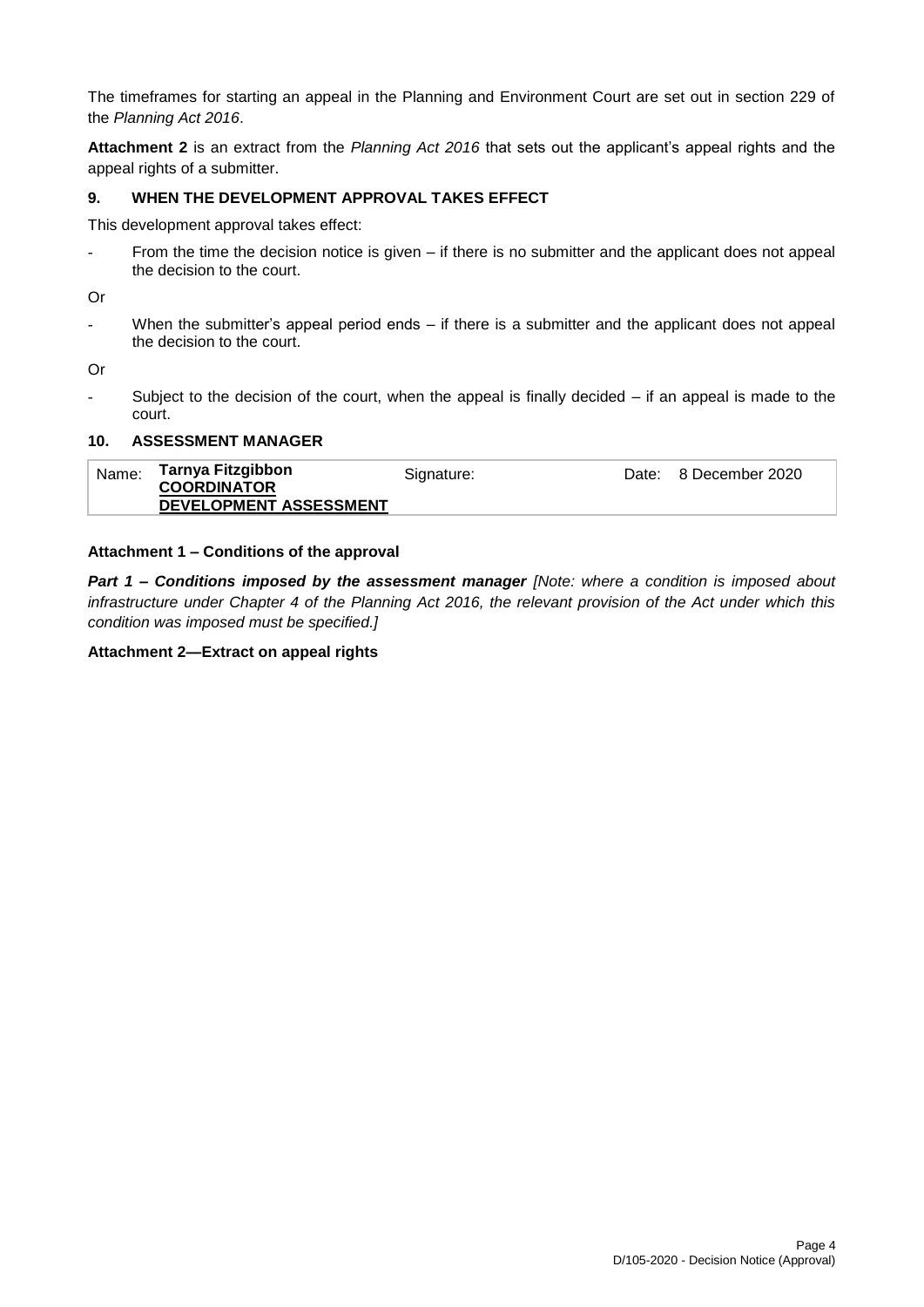The timeframes for starting an appeal in the Planning and Environment Court are set out in section 229 of the *Planning Act 2016*.

**Attachment 2** is an extract from the *Planning Act 2016* that sets out the applicant's appeal rights and the appeal rights of a submitter.

### 9. WHEN THE DEVELOPMENT APPROVAL TAKES EFFECT

This development approval takes effect:

- From the time the decision notice is given – if there is no submitter and the applicant does not appeal the decision to the court.

Or

- When the submitter's appeal period ends – if there is a submitter and the applicant does not appeal the decision to the court.

Or

- Subject to the decision of the court, when the appeal is finally decided – if an appeal is made to the court.

### 10. ASSESSMENT MANAGER

| Name: | **Tarnya Fitzgibbon** **COORDINATOR DEVELOPMENT ASSESSMENT** | Signature: | Date: 8 December 2020 |
|---|---|---|---|

**Attachment 1 – Conditions of the approval**

***Part 1 – Conditions imposed by the assessment manager*** *[Note: where a condition is imposed about infrastructure under Chapter 4 of the Planning Act 2016, the relevant provision of the Act under which this condition was imposed must be specified.]*

**Attachment 2—Extract on appeal rights**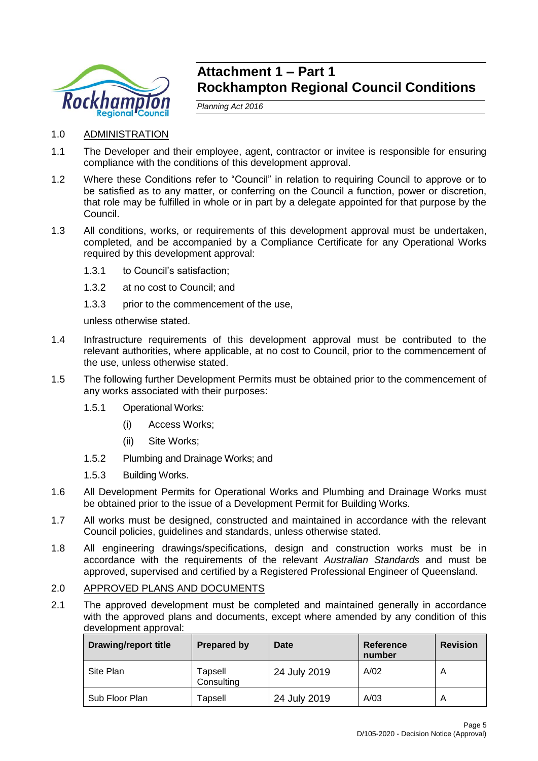# Attachment 1 – Part 1
# Rockhampton Regional Council Conditions

*Planning Act 2016*

1.0 ADMINISTRATION

1.1 The Developer and their employee, agent, contractor or invitee is responsible for ensuring compliance with the conditions of this development approval.

1.2 Where these Conditions refer to "Council" in relation to requiring Council to approve or to be satisfied as to any matter, or conferring on the Council a function, power or discretion, that role may be fulfilled in whole or in part by a delegate appointed for that purpose by the Council.

1.3 All conditions, works, or requirements of this development approval must be undertaken, completed, and be accompanied by a Compliance Certificate for any Operational Works required by this development approval:

1.3.1 to Council's satisfaction;

1.3.2 at no cost to Council; and

1.3.3 prior to the commencement of the use,

unless otherwise stated.

1.4 Infrastructure requirements of this development approval must be contributed to the relevant authorities, where applicable, at no cost to Council, prior to the commencement of the use, unless otherwise stated.

1.5 The following further Development Permits must be obtained prior to the commencement of any works associated with their purposes:

1.5.1 Operational Works:

(i) Access Works;

(ii) Site Works;

1.5.2 Plumbing and Drainage Works; and

1.5.3 Building Works.

1.6 All Development Permits for Operational Works and Plumbing and Drainage Works must be obtained prior to the issue of a Development Permit for Building Works.

1.7 All works must be designed, constructed and maintained in accordance with the relevant Council policies, guidelines and standards, unless otherwise stated.

1.8 All engineering drawings/specifications, design and construction works must be in accordance with the requirements of the relevant *Australian Standards* and must be approved, supervised and certified by a Registered Professional Engineer of Queensland.

2.0 APPROVED PLANS AND DOCUMENTS

2.1 The approved development must be completed and maintained generally in accordance with the approved plans and documents, except where amended by any condition of this development approval:

| Drawing/report title | Prepared by | Date | Reference number | Revision |
|---|---|---|---|---|
| Site Plan | Tapsell Consulting | 24 July 2019 | A/02 | A |
| Sub Floor Plan | Tapsell | 24 July 2019 | A/03 | A |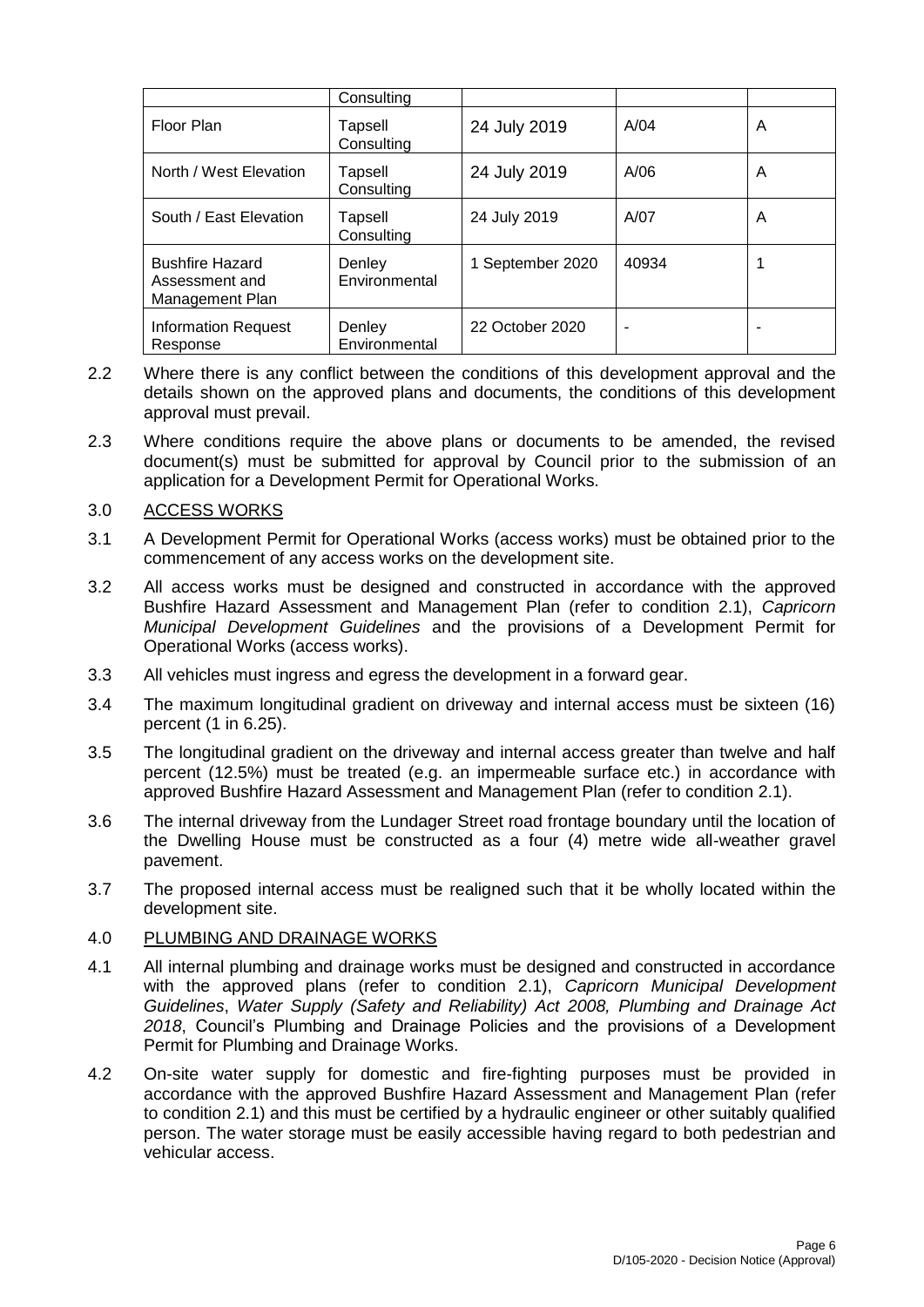|  | Consulting |  |  |  |
| --- | --- | --- | --- | --- |
| Floor Plan | Tapsell Consulting | 24 July 2019 | A/04 | A |
| North / West Elevation | Tapsell Consulting | 24 July 2019 | A/06 | A |
| South / East Elevation | Tapsell Consulting | 24 July 2019 | A/07 | A |
| Bushfire Hazard Assessment and Management Plan | Denley Environmental | 1 September 2020 | 40934 | 1 |
| Information Request Response | Denley Environmental | 22 October 2020 | - | - |

2.2 Where there is any conflict between the conditions of this development approval and the details shown on the approved plans and documents, the conditions of this development approval must prevail.

2.3 Where conditions require the above plans or documents to be amended, the revised document(s) must be submitted for approval by Council prior to the submission of an application for a Development Permit for Operational Works.

3.0 ACCESS WORKS

3.1 A Development Permit for Operational Works (access works) must be obtained prior to the commencement of any access works on the development site.

3.2 All access works must be designed and constructed in accordance with the approved Bushfire Hazard Assessment and Management Plan (refer to condition 2.1), *Capricorn Municipal Development Guidelines* and the provisions of a Development Permit for Operational Works (access works).

3.3 All vehicles must ingress and egress the development in a forward gear.

3.4 The maximum longitudinal gradient on driveway and internal access must be sixteen (16) percent (1 in 6.25).

3.5 The longitudinal gradient on the driveway and internal access greater than twelve and half percent (12.5%) must be treated (e.g. an impermeable surface etc.) in accordance with approved Bushfire Hazard Assessment and Management Plan (refer to condition 2.1).

3.6 The internal driveway from the Lundager Street road frontage boundary until the location of the Dwelling House must be constructed as a four (4) metre wide all-weather gravel pavement.

3.7 The proposed internal access must be realigned such that it be wholly located within the development site.

4.0 PLUMBING AND DRAINAGE WORKS

4.1 All internal plumbing and drainage works must be designed and constructed in accordance with the approved plans (refer to condition 2.1), *Capricorn Municipal Development Guidelines*, *Water Supply (Safety and Reliability) Act 2008, Plumbing and Drainage Act 2018*, Council's Plumbing and Drainage Policies and the provisions of a Development Permit for Plumbing and Drainage Works.

4.2 On-site water supply for domestic and fire-fighting purposes must be provided in accordance with the approved Bushfire Hazard Assessment and Management Plan (refer to condition 2.1) and this must be certified by a hydraulic engineer or other suitably qualified person. The water storage must be easily accessible having regard to both pedestrian and vehicular access.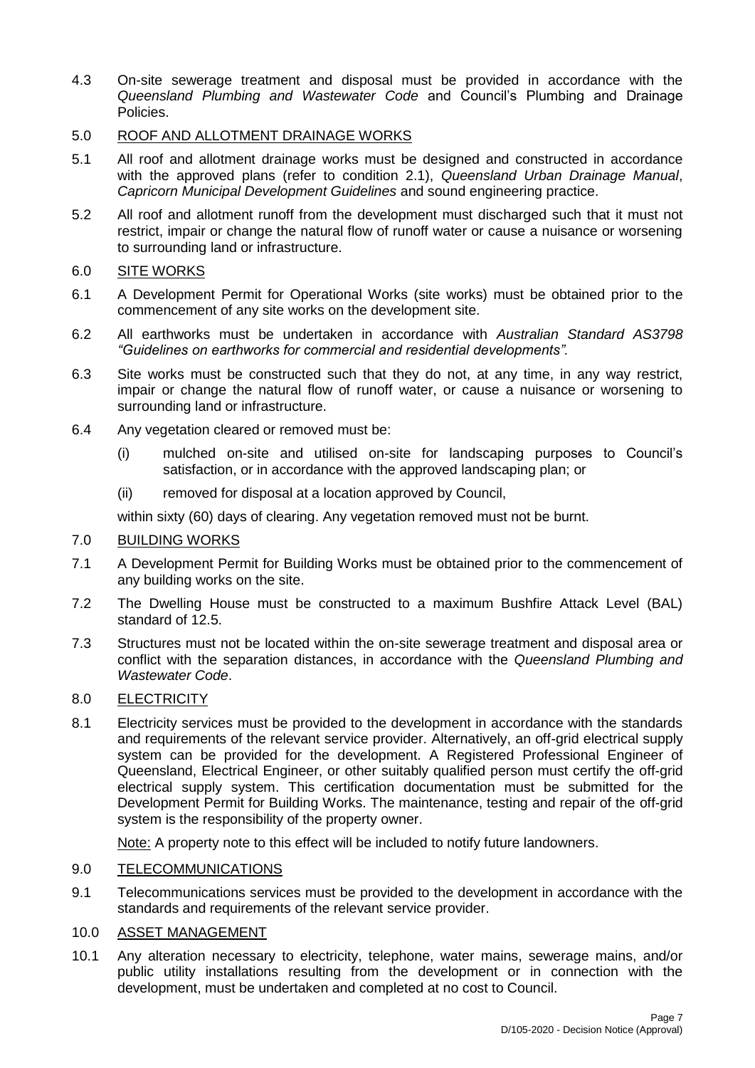4.3 On-site sewerage treatment and disposal must be provided in accordance with the *Queensland Plumbing and Wastewater Code* and Council's Plumbing and Drainage Policies.

5.0 <u>ROOF AND ALLOTMENT DRAINAGE WORKS</u>

5.1 All roof and allotment drainage works must be designed and constructed in accordance with the approved plans (refer to condition 2.1), *Queensland Urban Drainage Manual*, *Capricorn Municipal Development Guidelines* and sound engineering practice.

5.2 All roof and allotment runoff from the development must discharged such that it must not restrict, impair or change the natural flow of runoff water or cause a nuisance or worsening to surrounding land or infrastructure.

6.0 <u>SITE WORKS</u>

6.1 A Development Permit for Operational Works (site works) must be obtained prior to the commencement of any site works on the development site.

6.2 All earthworks must be undertaken in accordance with *Australian Standard AS3798 "Guidelines on earthworks for commercial and residential developments".*

6.3 Site works must be constructed such that they do not, at any time, in any way restrict, impair or change the natural flow of runoff water, or cause a nuisance or worsening to surrounding land or infrastructure.

6.4 Any vegetation cleared or removed must be:

(i) mulched on-site and utilised on-site for landscaping purposes to Council's satisfaction, or in accordance with the approved landscaping plan; or

(ii) removed for disposal at a location approved by Council,

within sixty (60) days of clearing. Any vegetation removed must not be burnt.

7.0 <u>BUILDING WORKS</u>

7.1 A Development Permit for Building Works must be obtained prior to the commencement of any building works on the site.

7.2 The Dwelling House must be constructed to a maximum Bushfire Attack Level (BAL) standard of 12.5.

7.3 Structures must not be located within the on-site sewerage treatment and disposal area or conflict with the separation distances, in accordance with the *Queensland Plumbing and Wastewater Code*.

8.0 <u>ELECTRICITY</u>

8.1 Electricity services must be provided to the development in accordance with the standards and requirements of the relevant service provider. Alternatively, an off-grid electrical supply system can be provided for the development. A Registered Professional Engineer of Queensland, Electrical Engineer, or other suitably qualified person must certify the off-grid electrical supply system. This certification documentation must be submitted for the Development Permit for Building Works. The maintenance, testing and repair of the off-grid system is the responsibility of the property owner.

<u>Note:</u> A property note to this effect will be included to notify future landowners.

9.0 <u>TELECOMMUNICATIONS</u>

9.1 Telecommunications services must be provided to the development in accordance with the standards and requirements of the relevant service provider.

10.0 <u>ASSET MANAGEMENT</u>

10.1 Any alteration necessary to electricity, telephone, water mains, sewerage mains, and/or public utility installations resulting from the development or in connection with the development, must be undertaken and completed at no cost to Council.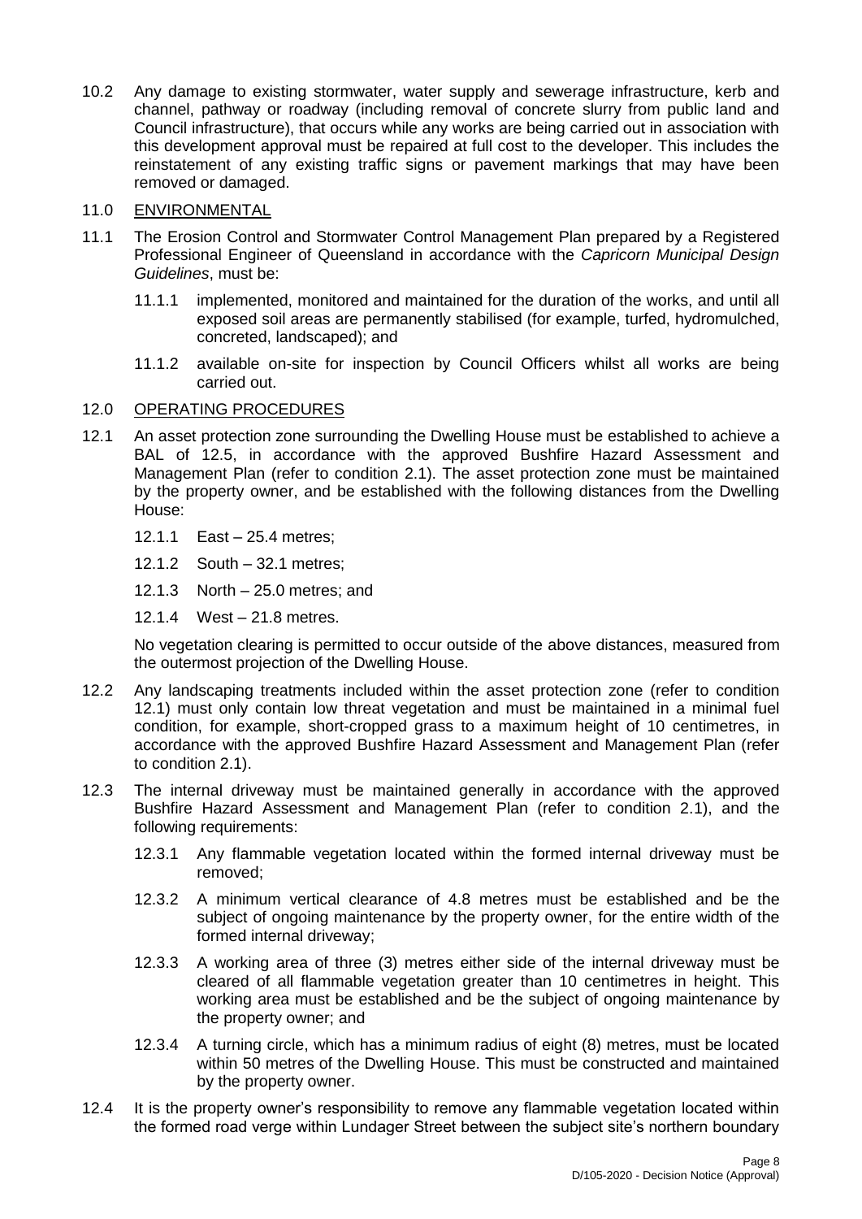10.2 Any damage to existing stormwater, water supply and sewerage infrastructure, kerb and channel, pathway or roadway (including removal of concrete slurry from public land and Council infrastructure), that occurs while any works are being carried out in association with this development approval must be repaired at full cost to the developer. This includes the reinstatement of any existing traffic signs or pavement markings that may have been removed or damaged.

11.0 ENVIRONMENTAL

11.1 The Erosion Control and Stormwater Control Management Plan prepared by a Registered Professional Engineer of Queensland in accordance with the *Capricorn Municipal Design Guidelines*, must be:

11.1.1 implemented, monitored and maintained for the duration of the works, and until all exposed soil areas are permanently stabilised (for example, turfed, hydromulched, concreted, landscaped); and

11.1.2 available on-site for inspection by Council Officers whilst all works are being carried out.

12.0 OPERATING PROCEDURES

12.1 An asset protection zone surrounding the Dwelling House must be established to achieve a BAL of 12.5, in accordance with the approved Bushfire Hazard Assessment and Management Plan (refer to condition 2.1). The asset protection zone must be maintained by the property owner, and be established with the following distances from the Dwelling House:

12.1.1 East – 25.4 metres;

12.1.2 South – 32.1 metres;

12.1.3 North – 25.0 metres; and

12.1.4 West – 21.8 metres.

No vegetation clearing is permitted to occur outside of the above distances, measured from the outermost projection of the Dwelling House.

12.2 Any landscaping treatments included within the asset protection zone (refer to condition 12.1) must only contain low threat vegetation and must be maintained in a minimal fuel condition, for example, short-cropped grass to a maximum height of 10 centimetres, in accordance with the approved Bushfire Hazard Assessment and Management Plan (refer to condition 2.1).

12.3 The internal driveway must be maintained generally in accordance with the approved Bushfire Hazard Assessment and Management Plan (refer to condition 2.1), and the following requirements:

12.3.1 Any flammable vegetation located within the formed internal driveway must be removed;

12.3.2 A minimum vertical clearance of 4.8 metres must be established and be the subject of ongoing maintenance by the property owner, for the entire width of the formed internal driveway;

12.3.3 A working area of three (3) metres either side of the internal driveway must be cleared of all flammable vegetation greater than 10 centimetres in height. This working area must be established and be the subject of ongoing maintenance by the property owner; and

12.3.4 A turning circle, which has a minimum radius of eight (8) metres, must be located within 50 metres of the Dwelling House. This must be constructed and maintained by the property owner.

12.4 It is the property owner's responsibility to remove any flammable vegetation located within the formed road verge within Lundager Street between the subject site's northern boundary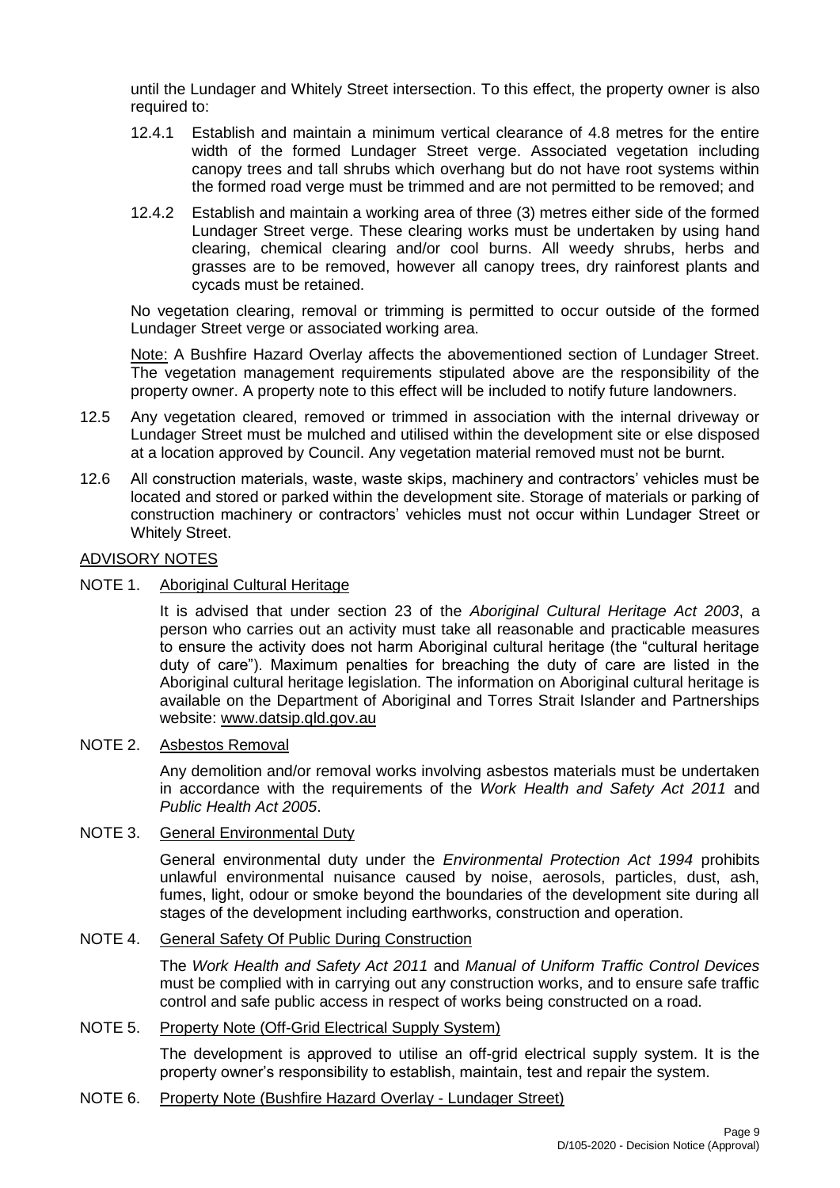until the Lundager and Whitely Street intersection. To this effect, the property owner is also required to:

12.4.1 Establish and maintain a minimum vertical clearance of 4.8 metres for the entire width of the formed Lundager Street verge. Associated vegetation including canopy trees and tall shrubs which overhang but do not have root systems within the formed road verge must be trimmed and are not permitted to be removed; and

12.4.2 Establish and maintain a working area of three (3) metres either side of the formed Lundager Street verge. These clearing works must be undertaken by using hand clearing, chemical clearing and/or cool burns. All weedy shrubs, herbs and grasses are to be removed, however all canopy trees, dry rainforest plants and cycads must be retained.

No vegetation clearing, removal or trimming is permitted to occur outside of the formed Lundager Street verge or associated working area.

Note: A Bushfire Hazard Overlay affects the abovementioned section of Lundager Street. The vegetation management requirements stipulated above are the responsibility of the property owner. A property note to this effect will be included to notify future landowners.

12.5 Any vegetation cleared, removed or trimmed in association with the internal driveway or Lundager Street must be mulched and utilised within the development site or else disposed at a location approved by Council. Any vegetation material removed must not be burnt.

12.6 All construction materials, waste, waste skips, machinery and contractors' vehicles must be located and stored or parked within the development site. Storage of materials or parking of construction machinery or contractors' vehicles must not occur within Lundager Street or Whitely Street.

## ADVISORY NOTES

NOTE 1. Aboriginal Cultural Heritage

It is advised that under section 23 of the *Aboriginal Cultural Heritage Act 2003*, a person who carries out an activity must take all reasonable and practicable measures to ensure the activity does not harm Aboriginal cultural heritage (the "cultural heritage duty of care"). Maximum penalties for breaching the duty of care are listed in the Aboriginal cultural heritage legislation. The information on Aboriginal cultural heritage is available on the Department of Aboriginal and Torres Strait Islander and Partnerships website: www.datsip.qld.gov.au

NOTE 2. Asbestos Removal

Any demolition and/or removal works involving asbestos materials must be undertaken in accordance with the requirements of the *Work Health and Safety Act 2011* and *Public Health Act 2005*.

NOTE 3. General Environmental Duty

General environmental duty under the *Environmental Protection Act 1994* prohibits unlawful environmental nuisance caused by noise, aerosols, particles, dust, ash, fumes, light, odour or smoke beyond the boundaries of the development site during all stages of the development including earthworks, construction and operation.

NOTE 4. General Safety Of Public During Construction

The *Work Health and Safety Act 2011* and *Manual of Uniform Traffic Control Devices* must be complied with in carrying out any construction works, and to ensure safe traffic control and safe public access in respect of works being constructed on a road.

NOTE 5. Property Note (Off-Grid Electrical Supply System)

The development is approved to utilise an off-grid electrical supply system. It is the property owner's responsibility to establish, maintain, test and repair the system.

NOTE 6. Property Note (Bushfire Hazard Overlay - Lundager Street)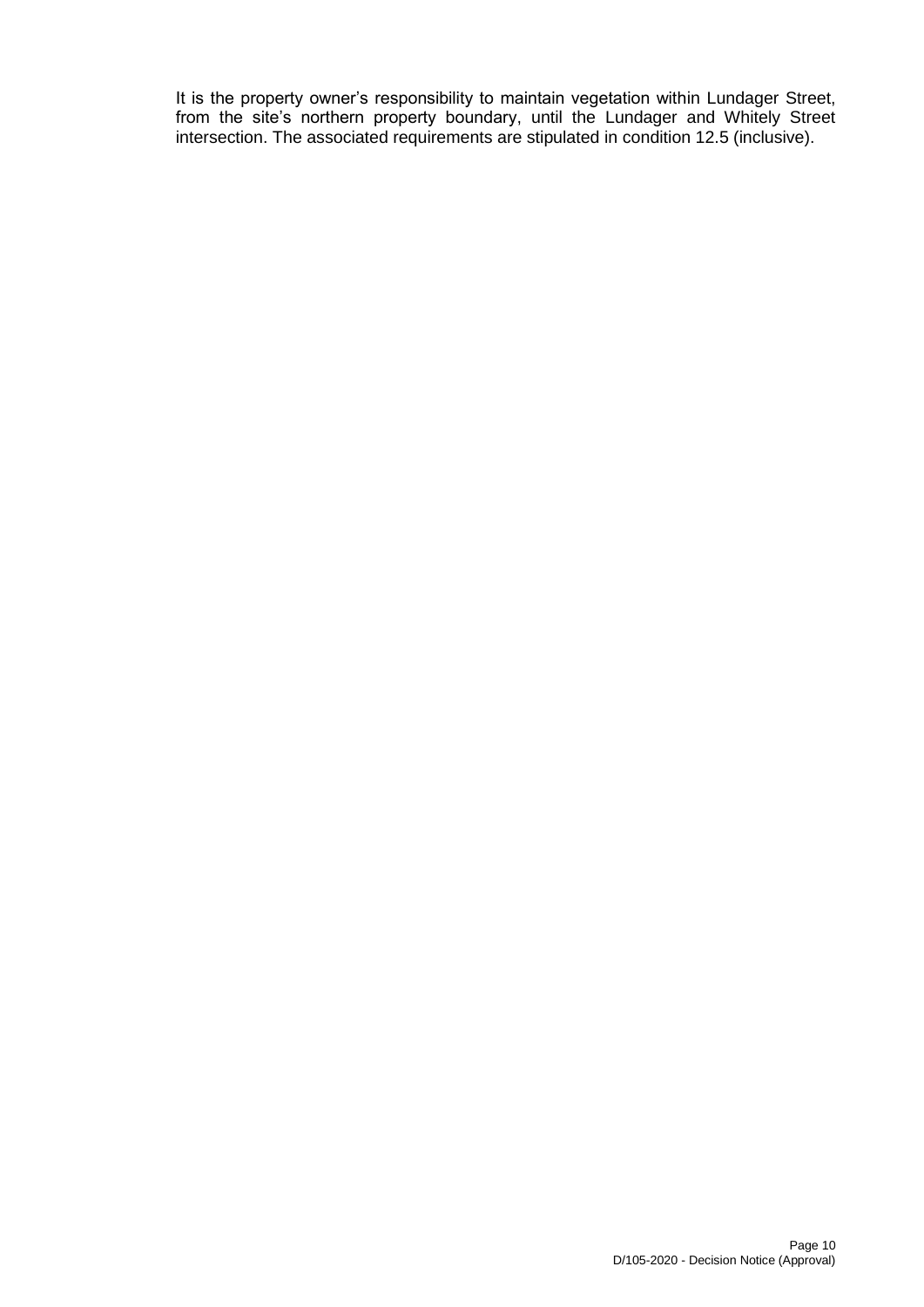It is the property owner's responsibility to maintain vegetation within Lundager Street, from the site's northern property boundary, until the Lundager and Whitely Street intersection. The associated requirements are stipulated in condition 12.5 (inclusive).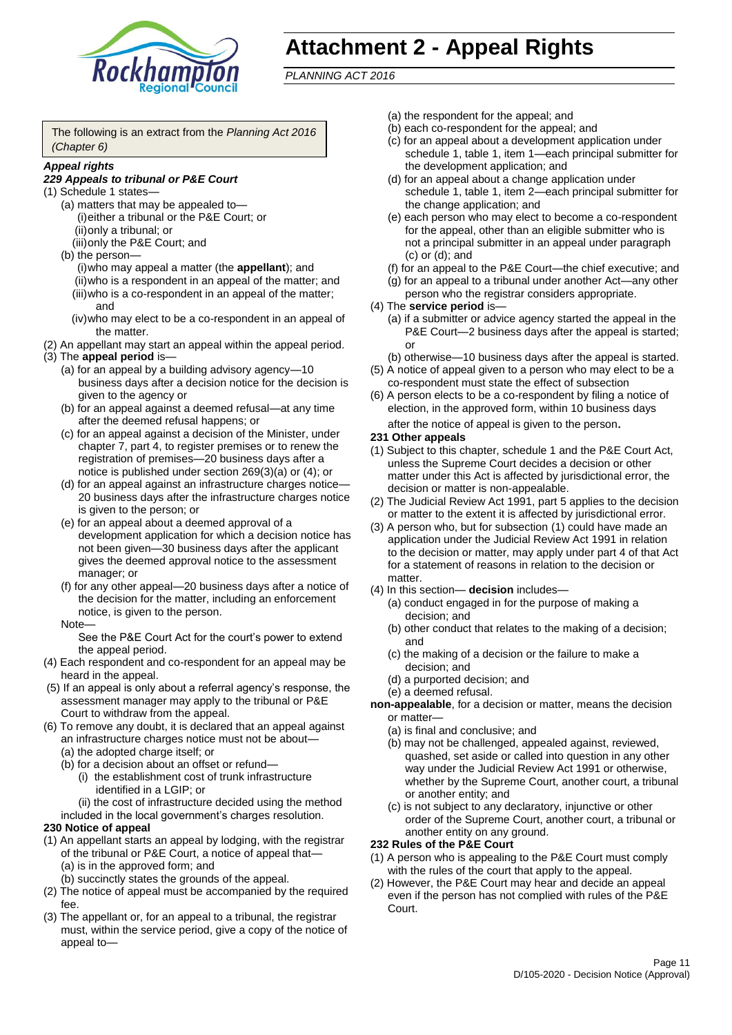# Attachment 2 - Appeal Rights

*PLANNING ACT 2016*

The following is an extract from the *Planning Act 2016 (Chapter 6)*

***Appeal rights***

***229 Appeals to tribunal or P&E Court***

(1) Schedule 1 states—

- (a) matters that may be appealed to—
  - (i) either a tribunal or the P&E Court; or
  - (ii) only a tribunal; or
  - (iii) only the P&E Court; and
- (b) the person—
  - (i) who may appeal a matter (the **appellant**); and
  - (ii) who is a respondent in an appeal of the matter; and
  - (iii) who is a co-respondent in an appeal of the matter; and
  - (iv) who may elect to be a co-respondent in an appeal of the matter.

(2) An appellant may start an appeal within the appeal period.

(3) The **appeal period** is—

- (a) for an appeal by a building advisory agency—10 business days after a decision notice for the decision is given to the agency or
- (b) for an appeal against a deemed refusal—at any time after the deemed refusal happens; or
- (c) for an appeal against a decision of the Minister, under chapter 7, part 4, to register premises or to renew the registration of premises—20 business days after a notice is published under section 269(3)(a) or (4); or
- (d) for an appeal against an infrastructure charges notice—20 business days after the infrastructure charges notice is given to the person; or
- (e) for an appeal about a deemed approval of a development application for which a decision notice has not been given—30 business days after the applicant gives the deemed approval notice to the assessment manager; or
- (f) for any other appeal—20 business days after a notice of the decision for the matter, including an enforcement notice, is given to the person.

Note—

See the P&E Court Act for the court's power to extend the appeal period.

(4) Each respondent and co-respondent for an appeal may be heard in the appeal.

(5) If an appeal is only about a referral agency's response, the assessment manager may apply to the tribunal or P&E Court to withdraw from the appeal.

(6) To remove any doubt, it is declared that an appeal against an infrastructure charges notice must not be about—

- (a) the adopted charge itself; or
- (b) for a decision about an offset or refund—
  - (i) the establishment cost of trunk infrastructure identified in a LGIP; or
  - (ii) the cost of infrastructure decided using the method included in the local government's charges resolution.

**230 Notice of appeal**

(1) An appellant starts an appeal by lodging, with the registrar of the tribunal or P&E Court, a notice of appeal that—

- (a) is in the approved form; and
- (b) succinctly states the grounds of the appeal.

(2) The notice of appeal must be accompanied by the required fee.

(3) The appellant or, for an appeal to a tribunal, the registrar must, within the service period, give a copy of the notice of appeal to—

- (a) the respondent for the appeal; and
- (b) each co-respondent for the appeal; and
- (c) for an appeal about a development application under schedule 1, table 1, item 1—each principal submitter for the development application; and
- (d) for an appeal about a change application under schedule 1, table 1, item 2—each principal submitter for the change application; and
- (e) each person who may elect to become a co-respondent for the appeal, other than an eligible submitter who is not a principal submitter in an appeal under paragraph (c) or (d); and
- (f) for an appeal to the P&E Court—the chief executive; and
- (g) for an appeal to a tribunal under another Act—any other person who the registrar considers appropriate.

(4) The **service period** is—

- (a) if a submitter or advice agency started the appeal in the P&E Court—2 business days after the appeal is started; or
- (b) otherwise—10 business days after the appeal is started.

(5) A notice of appeal given to a person who may elect to be a co-respondent must state the effect of subsection

(6) A person elects to be a co-respondent by filing a notice of election, in the approved form, within 10 business days after the notice of appeal is given to the person**.**

**231 Other appeals**

(1) Subject to this chapter, schedule 1 and the P&E Court Act, unless the Supreme Court decides a decision or other matter under this Act is affected by jurisdictional error, the decision or matter is non-appealable.

(2) The Judicial Review Act 1991, part 5 applies to the decision or matter to the extent it is affected by jurisdictional error.

(3) A person who, but for subsection (1) could have made an application under the Judicial Review Act 1991 in relation to the decision or matter, may apply under part 4 of that Act for a statement of reasons in relation to the decision or matter.

(4) In this section— **decision** includes—

- (a) conduct engaged in for the purpose of making a decision; and
- (b) other conduct that relates to the making of a decision; and
- (c) the making of a decision or the failure to make a decision; and
- (d) a purported decision; and
- (e) a deemed refusal.

**non-appealable**, for a decision or matter, means the decision or matter—

- (a) is final and conclusive; and
- (b) may not be challenged, appealed against, reviewed, quashed, set aside or called into question in any other way under the Judicial Review Act 1991 or otherwise, whether by the Supreme Court, another court, a tribunal or another entity; and
- (c) is not subject to any declaratory, injunctive or other order of the Supreme Court, another court, a tribunal or another entity on any ground.

**232 Rules of the P&E Court**

(1) A person who is appealing to the P&E Court must comply with the rules of the court that apply to the appeal.

(2) However, the P&E Court may hear and decide an appeal even if the person has not complied with rules of the P&E Court.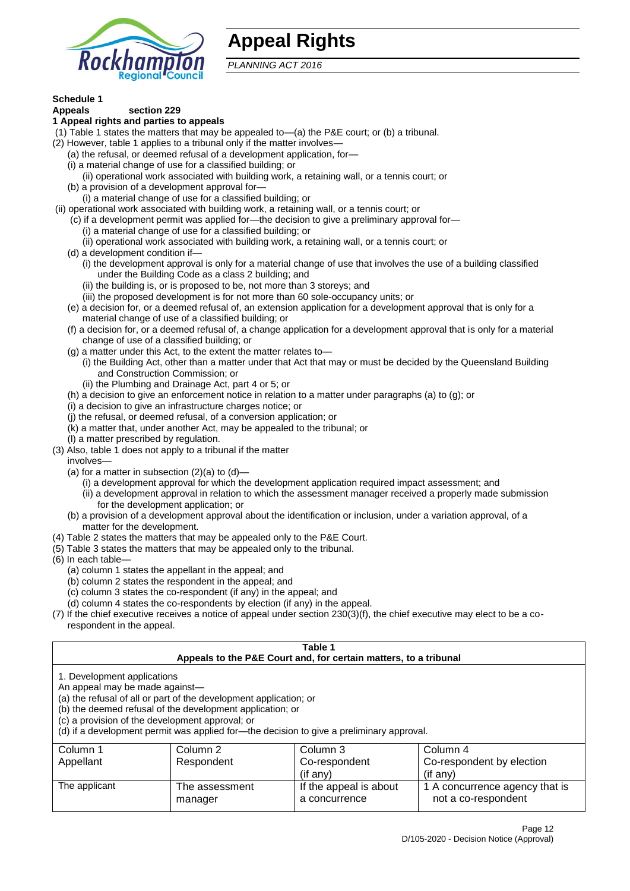# Appeal Rights

*PLANNING ACT 2016*

**Schedule 1**

**Appeals section 229**

**1 Appeal rights and parties to appeals**

(1) Table 1 states the matters that may be appealed to—(a) the P&E court; or (b) a tribunal.

(2) However, table 1 applies to a tribunal only if the matter involves—

(a) the refusal, or deemed refusal of a development application, for—

(i) a material change of use for a classified building; or

(ii) operational work associated with building work, a retaining wall, or a tennis court; or

(b) a provision of a development approval for—

(i) a material change of use for a classified building; or

(ii) operational work associated with building work, a retaining wall, or a tennis court; or

(c) if a development permit was applied for—the decision to give a preliminary approval for—

(i) a material change of use for a classified building; or

(ii) operational work associated with building work, a retaining wall, or a tennis court; or

(d) a development condition if—

(i) the development approval is only for a material change of use that involves the use of a building classified under the Building Code as a class 2 building; and

(ii) the building is, or is proposed to be, not more than 3 storeys; and

(iii) the proposed development is for not more than 60 sole-occupancy units; or

(e) a decision for, or a deemed refusal of, an extension application for a development approval that is only for a material change of use of a classified building; or

(f) a decision for, or a deemed refusal of, a change application for a development approval that is only for a material change of use of a classified building; or

(g) a matter under this Act, to the extent the matter relates to—

(i) the Building Act, other than a matter under that Act that may or must be decided by the Queensland Building and Construction Commission; or

(ii) the Plumbing and Drainage Act, part 4 or 5; or

(h) a decision to give an enforcement notice in relation to a matter under paragraphs (a) to (g); or

(i) a decision to give an infrastructure charges notice; or

(j) the refusal, or deemed refusal, of a conversion application; or

(k) a matter that, under another Act, may be appealed to the tribunal; or

(l) a matter prescribed by regulation.

(3) Also, table 1 does not apply to a tribunal if the matter involves—

(a) for a matter in subsection (2)(a) to (d)—

(i) a development approval for which the development application required impact assessment; and

(ii) a development approval in relation to which the assessment manager received a properly made submission for the development application; or

(b) a provision of a development approval about the identification or inclusion, under a variation approval, of a matter for the development.

(4) Table 2 states the matters that may be appealed only to the P&E Court.

(5) Table 3 states the matters that may be appealed only to the tribunal.

(6) In each table—

(a) column 1 states the appellant in the appeal; and

(b) column 2 states the respondent in the appeal; and

(c) column 3 states the co-respondent (if any) in the appeal; and

(d) column 4 states the co-respondents by election (if any) in the appeal.

(7) If the chief executive receives a notice of appeal under section 230(3)(f), the chief executive may elect to be a co-respondent in the appeal.

**Table 1**
**Appeals to the P&E Court and, for certain matters, to a tribunal**

1. Development applications

An appeal may be made against—

(a) the refusal of all or part of the development application; or

(b) the deemed refusal of the development application; or

(c) a provision of the development approval; or

(d) if a development permit was applied for—the decision to give a preliminary approval.

| Column 1<br>Appellant | Column 2<br>Respondent | Column 3<br>Co-respondent<br>(if any) | Column 4<br>Co-respondent by election<br>(if any) |
|---|---|---|---|
| The applicant | The assessment manager | If the appeal is about a concurrence | 1 A concurrence agency that is not a co-respondent |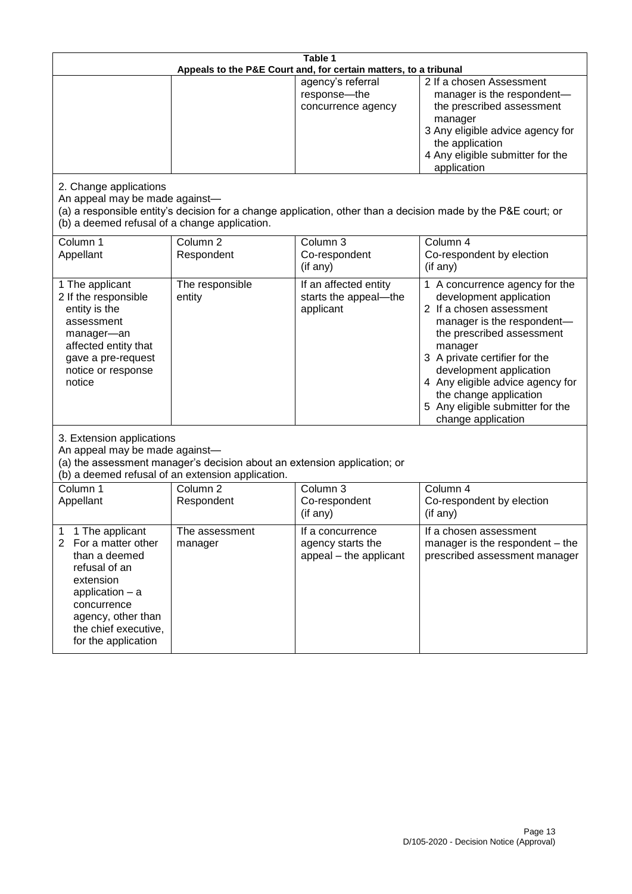**Table 1**
**Appeals to the P&E Court and, for certain matters, to a tribunal**

| | | | |
|---|---|---|---|
| | | agency's referral response—the concurrence agency | 2 If a chosen Assessment manager is the respondent—the prescribed assessment manager<br>3 Any eligible advice agency for the application<br>4 Any eligible submitter for the application |

2. Change applications

An appeal may be made against—

(a) a responsible entity's decision for a change application, other than a decision made by the P&E court; or

(b) a deemed refusal of a change application.

| Column 1<br>Appellant | Column 2<br>Respondent | Column 3<br>Co-respondent<br>(if any) | Column 4<br>Co-respondent by election<br>(if any) |
|---|---|---|---|
| 1 The applicant<br>2 If the responsible entity is the assessment manager—an affected entity that gave a pre-request notice or response notice | The responsible entity | If an affected entity starts the appeal—the applicant | 1 A concurrence agency for the development application<br>2 If a chosen assessment manager is the respondent—the prescribed assessment manager<br>3 A private certifier for the development application<br>4 Any eligible advice agency for the change application<br>5 Any eligible submitter for the change application |

3. Extension applications

An appeal may be made against—

(a) the assessment manager's decision about an extension application; or

(b) a deemed refusal of an extension application.

| Column 1<br>Appellant | Column 2<br>Respondent | Column 3<br>Co-respondent<br>(if any) | Column 4<br>Co-respondent by election<br>(if any) |
|---|---|---|---|
| 1 1 The applicant<br>2 For a matter other than a deemed refusal of an extension application – a concurrence agency, other than the chief executive, for the application | The assessment manager | If a concurrence agency starts the appeal – the applicant | If a chosen assessment manager is the respondent – the prescribed assessment manager |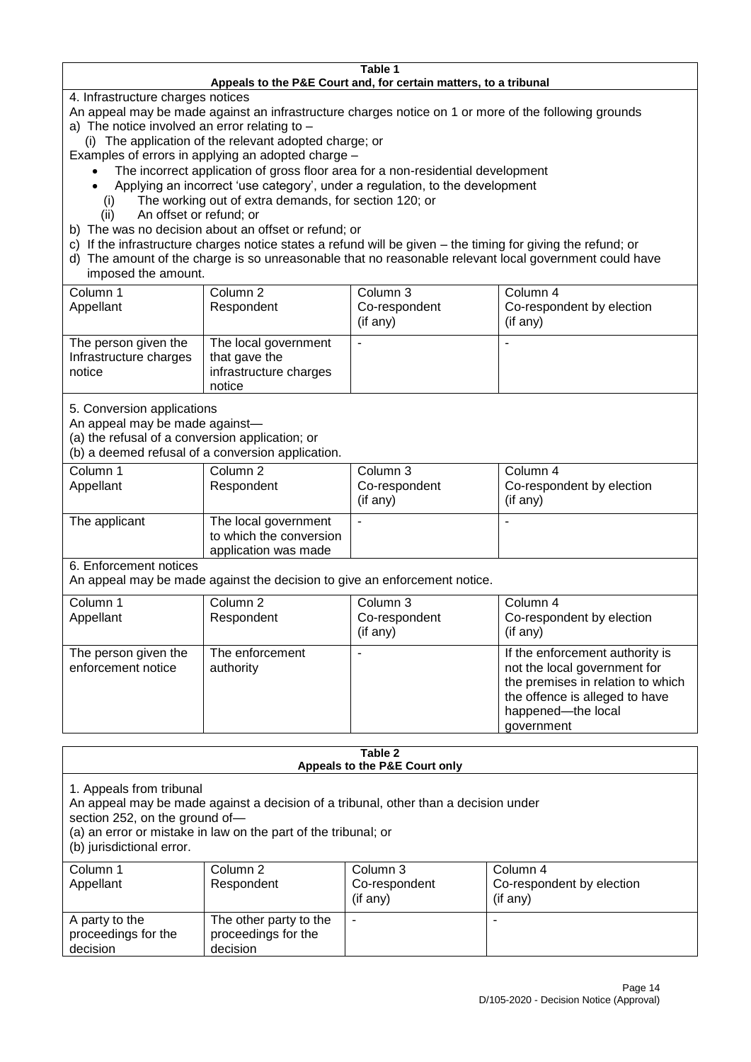**Table 1**
**Appeals to the P&E Court and, for certain matters, to a tribunal**

4. Infrastructure charges notices

An appeal may be made against an infrastructure charges notice on 1 or more of the following grounds

a) The notice involved an error relating to –

(i) The application of the relevant adopted charge; or

Examples of errors in applying an adopted charge –

- The incorrect application of gross floor area for a non-residential development
- Applying an incorrect 'use category', under a regulation, to the development

(i) The working out of extra demands, for section 120; or

(ii) An offset or refund; or

b) The was no decision about an offset or refund; or

c) If the infrastructure charges notice states a refund will be given – the timing for giving the refund; or

d) The amount of the charge is so unreasonable that no reasonable relevant local government could have imposed the amount.

| Column 1<br>Appellant | Column 2<br>Respondent | Column 3<br>Co-respondent<br>(if any) | Column 4<br>Co-respondent by election<br>(if any) |
|---|---|---|---|
| The person given the Infrastructure charges notice | The local government that gave the infrastructure charges notice | - | - |

5. Conversion applications

An appeal may be made against—

(a) the refusal of a conversion application; or

(b) a deemed refusal of a conversion application.

| Column 1<br>Appellant | Column 2<br>Respondent | Column 3<br>Co-respondent<br>(if any) | Column 4<br>Co-respondent by election<br>(if any) |
|---|---|---|---|
| The applicant | The local government to which the conversion application was made | - | - |

6. Enforcement notices

An appeal may be made against the decision to give an enforcement notice.

| Column 1<br>Appellant | Column 2<br>Respondent | Column 3<br>Co-respondent<br>(if any) | Column 4<br>Co-respondent by election<br>(if any) |
|---|---|---|---|
| The person given the enforcement notice | The enforcement authority | - | If the enforcement authority is not the local government for the premises in relation to which the offence is alleged to have happened—the local government |

**Table 2**
**Appeals to the P&E Court only**

1. Appeals from tribunal

An appeal may be made against a decision of a tribunal, other than a decision under section 252, on the ground of—

(a) an error or mistake in law on the part of the tribunal; or

(b) jurisdictional error.

| Column 1<br>Appellant | Column 2<br>Respondent | Column 3<br>Co-respondent<br>(if any) | Column 4<br>Co-respondent by election<br>(if any) |
|---|---|---|---|
| A party to the proceedings for the decision | The other party to the proceedings for the decision | - | - |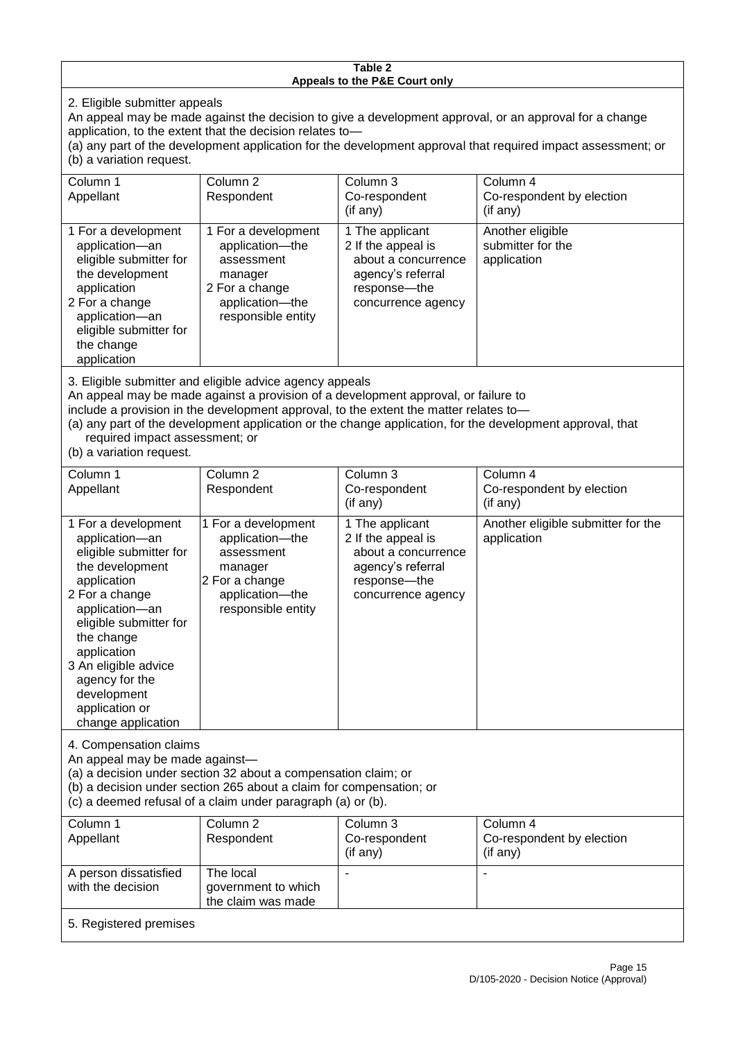**Table 2**
**Appeals to the P&E Court only**

2. Eligible submitter appeals

An appeal may be made against the decision to give a development approval, or an approval for a change application, to the extent that the decision relates to—
(a) any part of the development application for the development approval that required impact assessment; or
(b) a variation request.

| Column 1<br>Appellant | Column 2<br>Respondent | Column 3<br>Co-respondent<br>(if any) | Column 4<br>Co-respondent by election<br>(if any) |
|---|---|---|---|
| 1 For a development application—an eligible submitter for the development application<br>2 For a change application—an eligible submitter for the change application | 1 For a development application—the assessment manager<br>2 For a change application—the responsible entity | 1 The applicant<br>2 If the appeal is about a concurrence agency's referral response—the concurrence agency | Another eligible submitter for the application |

3. Eligible submitter and eligible advice agency appeals

An appeal may be made against a provision of a development approval, or failure to include a provision in the development approval, to the extent the matter relates to—
(a) any part of the development application or the change application, for the development approval, that required impact assessment; or
(b) a variation request.

| Column 1<br>Appellant | Column 2<br>Respondent | Column 3<br>Co-respondent<br>(if any) | Column 4<br>Co-respondent by election<br>(if any) |
|---|---|---|---|
| 1 For a development application—an eligible submitter for the development application<br>2 For a change application—an eligible submitter for the change application<br>3 An eligible advice agency for the development application or change application | 1 For a development application—the assessment manager<br>2 For a change application—the responsible entity | 1 The applicant<br>2 If the appeal is about a concurrence agency's referral response—the concurrence agency | Another eligible submitter for the application |

4. Compensation claims

An appeal may be made against—
(a) a decision under section 32 about a compensation claim; or
(b) a decision under section 265 about a claim for compensation; or
(c) a deemed refusal of a claim under paragraph (a) or (b).

| Column 1<br>Appellant | Column 2<br>Respondent | Column 3<br>Co-respondent<br>(if any) | Column 4<br>Co-respondent by election<br>(if any) |
|---|---|---|---|
| A person dissatisfied with the decision | The local government to which the claim was made | - | - |

5. Registered premises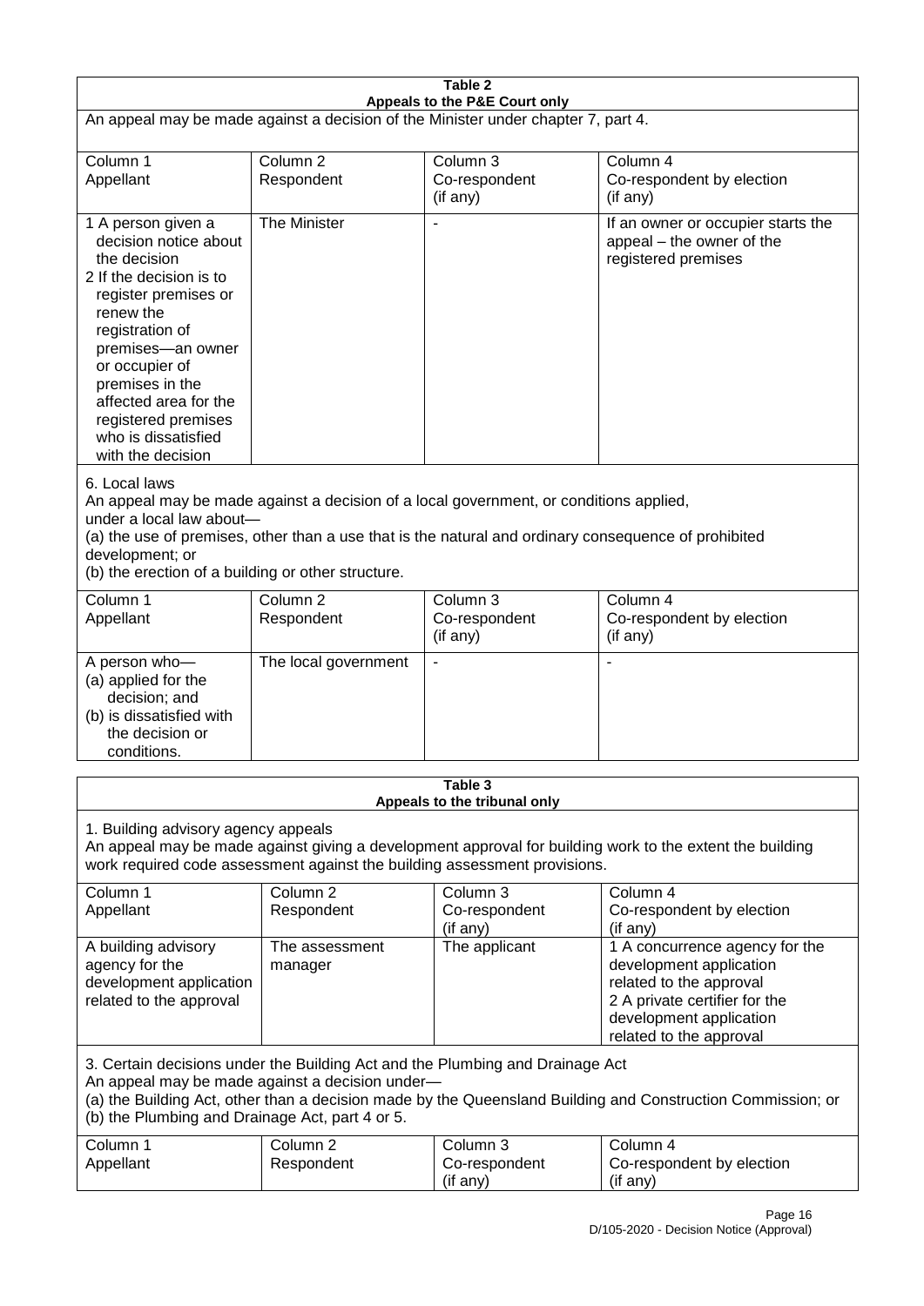**Table 2**
**Appeals to the P&E Court only**

An appeal may be made against a decision of the Minister under chapter 7, part 4.

| Column 1<br>Appellant | Column 2<br>Respondent | Column 3<br>Co-respondent<br>(if any) | Column 4<br>Co-respondent by election<br>(if any) |
|---|---|---|---|
| 1 A person given a decision notice about the decision<br>2 If the decision is to register premises or renew the registration of premises—an owner or occupier of premises in the affected area for the registered premises who is dissatisfied with the decision | The Minister | - | If an owner or occupier starts the appeal – the owner of the registered premises |

6. Local laws
An appeal may be made against a decision of a local government, or conditions applied, under a local law about—
(a) the use of premises, other than a use that is the natural and ordinary consequence of prohibited development; or
(b) the erection of a building or other structure.

| Column 1<br>Appellant | Column 2<br>Respondent | Column 3<br>Co-respondent<br>(if any) | Column 4<br>Co-respondent by election<br>(if any) |
|---|---|---|---|
| A person who—<br>(a) applied for the decision; and<br>(b) is dissatisfied with the decision or conditions. | The local government | - | - |

**Table 3**
**Appeals to the tribunal only**

1. Building advisory agency appeals
An appeal may be made against giving a development approval for building work to the extent the building work required code assessment against the building assessment provisions.

| Column 1<br>Appellant | Column 2<br>Respondent | Column 3<br>Co-respondent<br>(if any) | Column 4<br>Co-respondent by election<br>(if any) |
|---|---|---|---|
| A building advisory agency for the development application related to the approval | The assessment manager | The applicant | 1 A concurrence agency for the development application related to the approval<br>2 A private certifier for the development application related to the approval |

3. Certain decisions under the Building Act and the Plumbing and Drainage Act
An appeal may be made against a decision under—
(a) the Building Act, other than a decision made by the Queensland Building and Construction Commission; or
(b) the Plumbing and Drainage Act, part 4 or 5.

| Column 1<br>Appellant | Column 2<br>Respondent | Column 3<br>Co-respondent<br>(if any) | Column 4<br>Co-respondent by election<br>(if any) |
|---|---|---|---|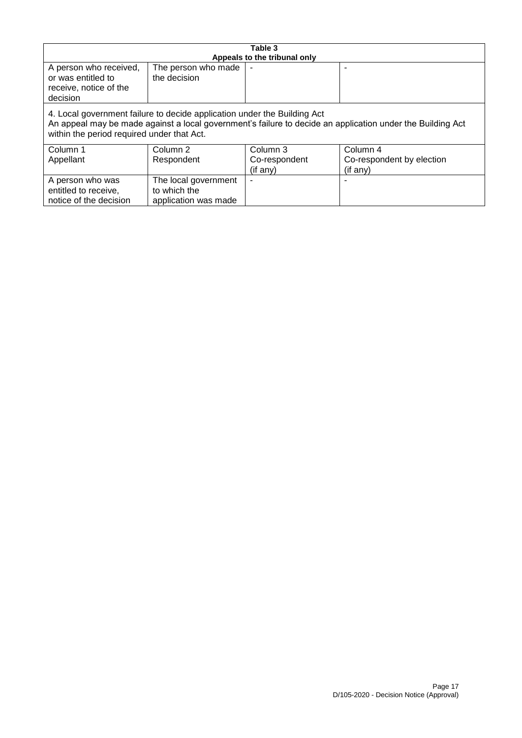| Table 3<br>Appeals to the tribunal only | | | |
|---|---|---|---|
| A person who received, or was entitled to receive, notice of the decision | The person who made the decision | - | - |

4. Local government failure to decide application under the Building Act
An appeal may be made against a local government's failure to decide an application under the Building Act within the period required under that Act.

| Column 1<br>Appellant | Column 2<br>Respondent | Column 3<br>Co-respondent<br>(if any) | Column 4<br>Co-respondent by election<br>(if any) |
|---|---|---|---|
| A person who was entitled to receive, notice of the decision | The local government to which the application was made | - | - |